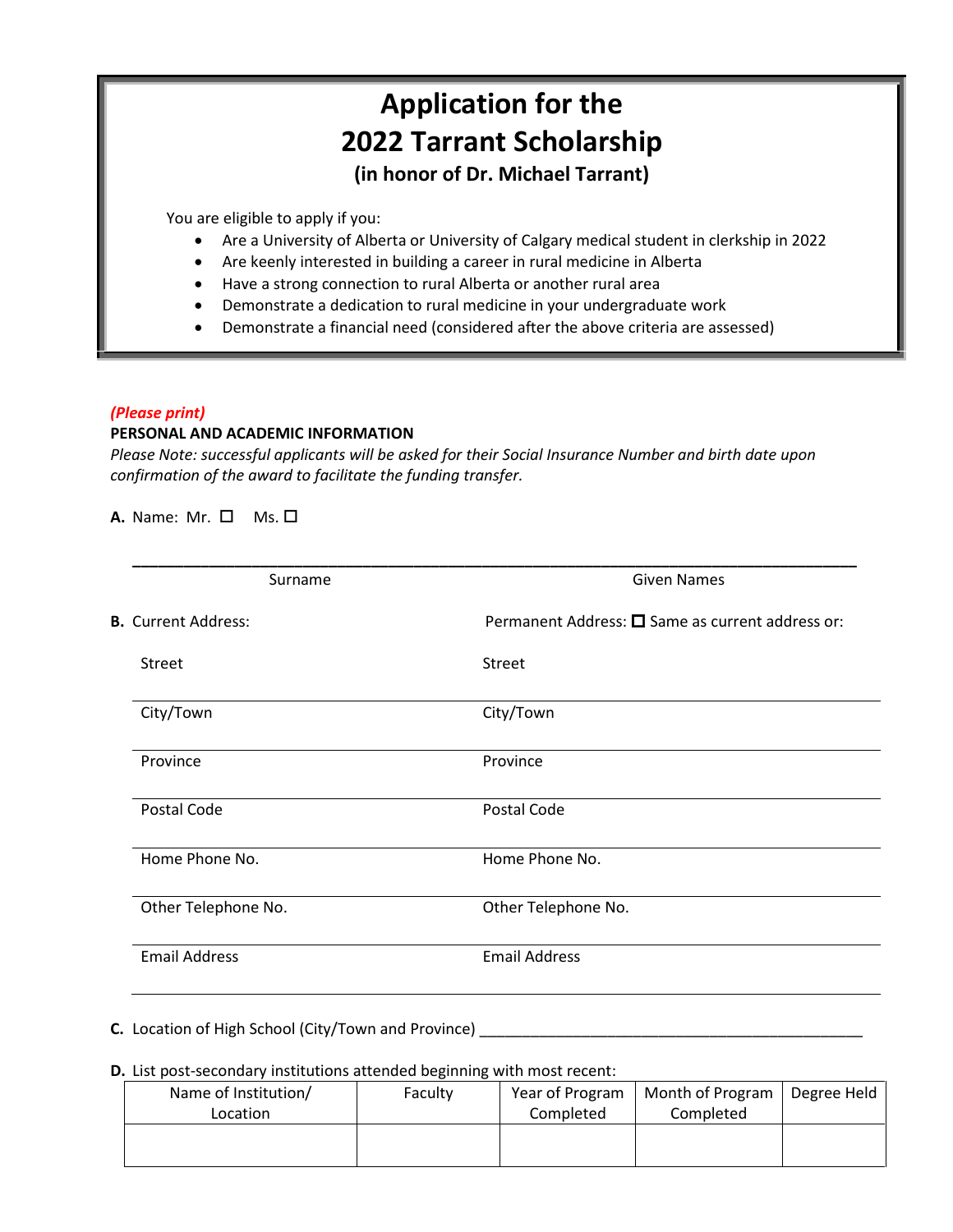# Application for the 2022 Tarrant Scholarship

### (in honor of Dr. Michael Tarrant)

You are eligible to apply if you:

- Are a University of Alberta or University of Calgary medical student in clerkship in 2022
- Are keenly interested in building a career in rural medicine in Alberta
- Have a strong connection to rural Alberta or another rural area
- Demonstrate a dedication to rural medicine in your undergraduate work
- Demonstrate a financial need (considered after the above criteria are assessed)

*(Please print)*

**PERSONAL AND ACADEMIC INFORMATION**

*Please Note: successful applicants will be asked for their Social Insurance Number and birth date upon confirmation of the award to facilitate the funding transfer.*

**A.** Name: Mr. ☐ Ms. ☐

_______________________________________________________________________________

Surname Given Names

**B.** Current Address: Permanent Address: ☐ Same as current address or:

| Current Address | Permanent Address |
|---|---|
| Street | Street |
| City/Town | City/Town |
| Province | Province |
| Postal Code | Postal Code |
| Home Phone No. | Home Phone No. |
| Other Telephone No. | Other Telephone No. |
| Email Address | Email Address |

**C.** Location of High School (City/Town and Province) _______________________________________________

**D.** List post-secondary institutions attended beginning with most recent:

| Name of Institution/ Location | Faculty | Year of Program Completed | Month of Program Completed | Degree Held |
|---|---|---|---|---|
| | | | | |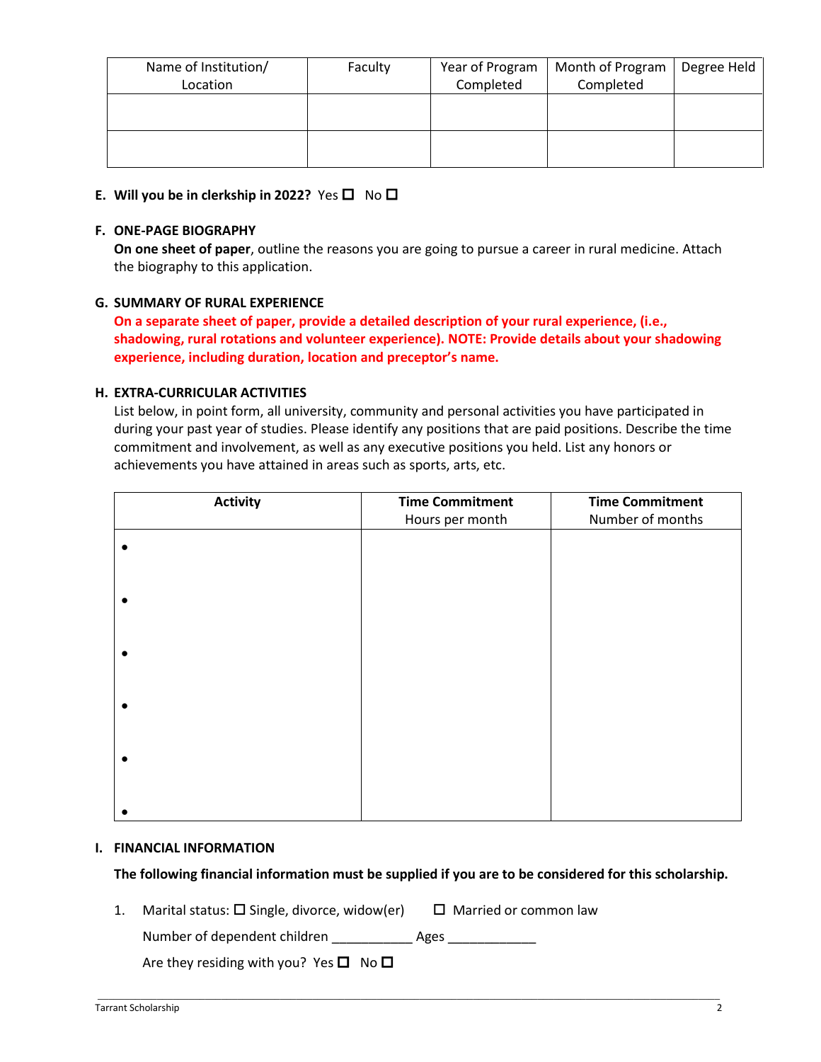| Name of Institution/ Location | Faculty | Year of Program Completed | Month of Program Completed | Degree Held |
|---|---|---|---|---|
| | | | | |
| | | | | |

**E. Will you be in clerkship in 2022?** Yes ☐ No ☐

**F. ONE-PAGE BIOGRAPHY**

**On one sheet of paper**, outline the reasons you are going to pursue a career in rural medicine. Attach the biography to this application.

**G. SUMMARY OF RURAL EXPERIENCE**

**On a separate sheet of paper, provide a detailed description of your rural experience, (i.e., shadowing, rural rotations and volunteer experience). NOTE: Provide details about your shadowing experience, including duration, location and preceptor's name.**

**H. EXTRA-CURRICULAR ACTIVITIES**

List below, in point form, all university, community and personal activities you have participated in during your past year of studies. Please identify any positions that are paid positions. Describe the time commitment and involvement, as well as any executive positions you held. List any honors or achievements you have attained in areas such as sports, arts, etc.

| **Activity** | **Time Commitment** Hours per month | **Time Commitment** Number of months |
|---|---|---|
| • | | |
| • | | |
| • | | |
| • | | |
| • | | |
| • | | |

**I. FINANCIAL INFORMATION**

**The following financial information must be supplied if you are to be considered for this scholarship.**

1. Marital status: ☐ Single, divorce, widow(er) ☐ Married or common law

   Number of dependent children ___________ Ages ____________

   Are they residing with you? Yes ☐ No ☐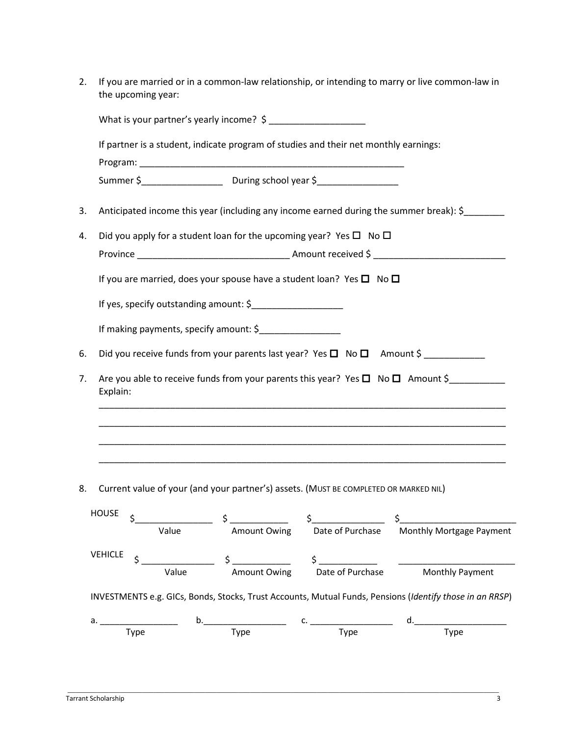2. If you are married or in a common-law relationship, or intending to marry or live common-law in the upcoming year:

   What is your partner's yearly income? $ ___________________

   If partner is a student, indicate program of studies and their net monthly earnings:

   Program: ______________________________________________________

   Summer $________________ During school year $________________

3. Anticipated income this year (including any income earned during the summer break): $________

4. Did you apply for a student loan for the upcoming year? Yes ☐ No ☐

   Province ______________________________ Amount received $ __________________________

   If you are married, does your spouse have a student loan? Yes ☐ No ☐

   If yes, specify outstanding amount: $__________________

   If making payments, specify amount: $________________

6. Did you receive funds from your parents last year? Yes ☐ No ☐ Amount $ ____________

7. Are you able to receive funds from your parents this year? Yes ☐ No ☐ Amount $___________
   Explain:

   ___________________________________________________________________________________

   ___________________________________________________________________________________

   ___________________________________________________________________________________

   ___________________________________________________________________________________

8. Current value of your (and your partner's) assets. (MUST BE COMPLETED OR MARKED NIL)

| | | | | |
|---|---|---|---|---|
| HOUSE | $________________ | $ ____________ | $_______________ | $________________________ |
| | Value | Amount Owing | Date of Purchase | Monthly Mortgage Payment |
| VEHICLE | $ _______________ | $ ____________ | $ ____________ | ________________________ |
| | Value | Amount Owing | Date of Purchase | Monthly Payment |

INVESTMENTS e.g. GICs, Bonds, Stocks, Trust Accounts, Mutual Funds, Pensions (*Identify those in an RRSP*)

| | | | |
|---|---|---|---|
| a. ________________ | b.________________ | c. _________________ | d.___________________ |
| Type | Type | Type | Type |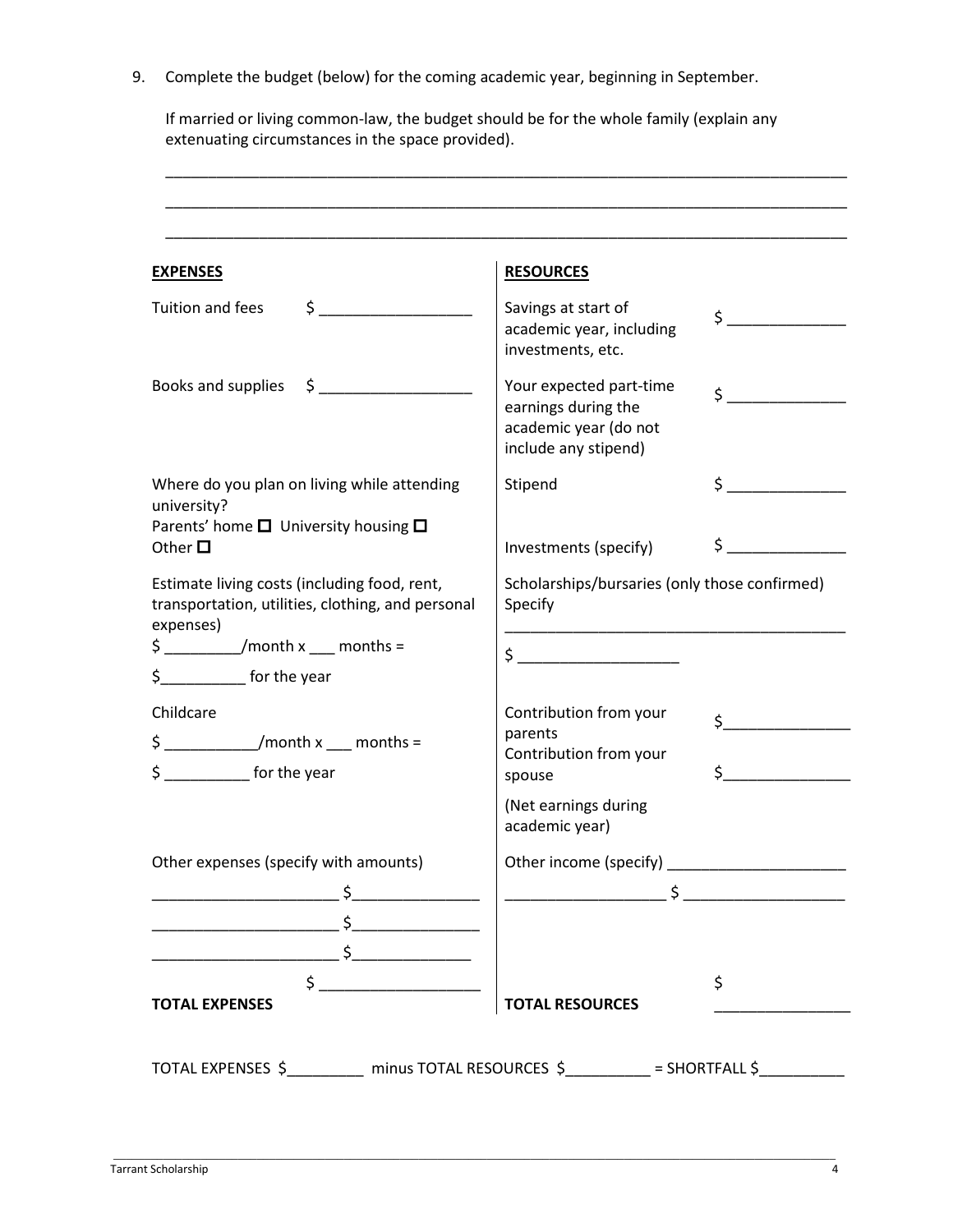9. Complete the budget (below) for the coming academic year, beginning in September.

   If married or living common-law, the budget should be for the whole family (explain any extenuating circumstances in the space provided).

   ______________________________________________________________________________

   ______________________________________________________________________________

   ______________________________________________________________________________

| **EXPENSES** | | **RESOURCES** | |
|---|---|---|---|
| Tuition and fees | $ __________________ | Savings at start of academic year, including investments, etc. | $ ______________ |
| Books and supplies | $ __________________ | Your expected part-time earnings during the academic year (do not include any stipend) | $ ______________ |
| Where do you plan on living while attending university?<br>Parents' home ☐ University housing ☐<br>Other ☐ | | Stipend | $ ______________ |
| | | Investments (specify) | $ ______________ |
| Estimate living costs (including food, rent, transportation, utilities, clothing, and personal expenses)<br>$ _________/month x ___ months =<br>$__________ for the year | | Scholarships/bursaries (only those confirmed)<br>Specify ________________________________________<br>$ ____________________ | |
| Childcare<br>$ ___________/month x ___ months =<br>$ __________ for the year | | Contribution from your parents | $_______________ |
| | | Contribution from your spouse<br>(Net earnings during academic year) | $_______________ |
| Other expenses (specify with amounts)<br>______________________ $_______________<br>______________________ $_______________<br>______________________ $______________ | | Other income (specify) _____________________<br>___________________ $ ___________________ | |
| **TOTAL EXPENSES** | $ ___________________ | **TOTAL RESOURCES** | $ ________________ |

TOTAL EXPENSES $_________ minus TOTAL RESOURCES $__________ = SHORTFALL $__________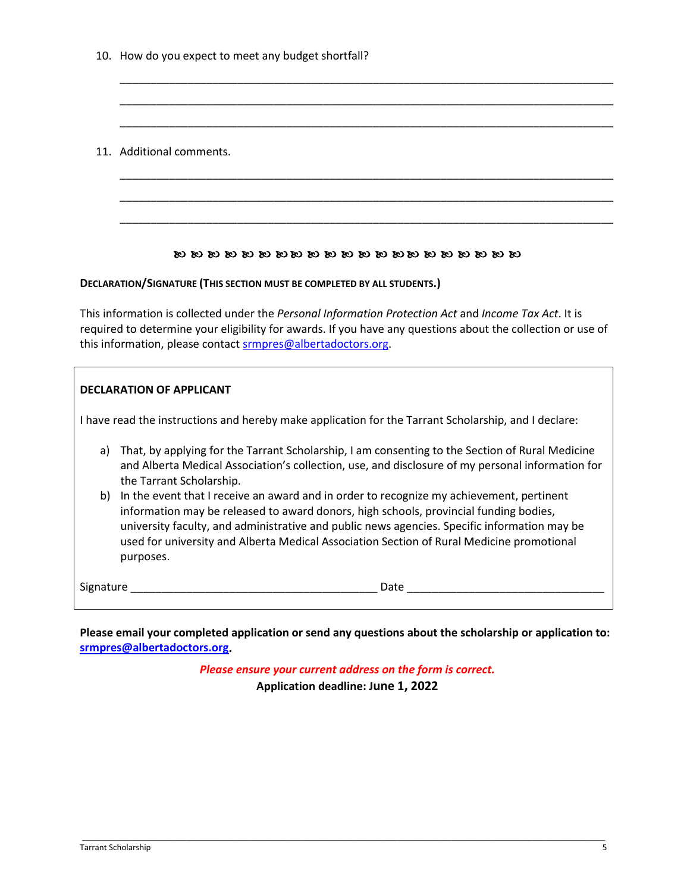10. How do you expect to meet any budget shortfall?

______________________________________________________________________________

______________________________________________________________________________

______________________________________________________________________________

11. Additional comments.

______________________________________________________________________________

______________________________________________________________________________

______________________________________________________________________________

ꕥ ꕥ ꕥ ꕥ ꕥ ꕥ ꕥ ꕥ ꕥ ꕥ ꕥ ꕥ ꕥ ꕥ ꕥ ꕥ ꕥ ꕥ ꕥ ꕥ ꕥ ꕥ

**DECLARATION/SIGNATURE (THIS SECTION MUST BE COMPLETED BY ALL STUDENTS.)**

This information is collected under the *Personal Information Protection Act* and *Income Tax Act*. It is required to determine your eligibility for awards. If you have any questions about the collection or use of this information, please contact srmpres@albertadoctors.org.

**DECLARATION OF APPLICANT**

I have read the instructions and hereby make application for the Tarrant Scholarship, and I declare:

a) That, by applying for the Tarrant Scholarship, I am consenting to the Section of Rural Medicine and Alberta Medical Association's collection, use, and disclosure of my personal information for the Tarrant Scholarship.
b) In the event that I receive an award and in order to recognize my achievement, pertinent information may be released to award donors, high schools, provincial funding bodies, university faculty, and administrative and public news agencies. Specific information may be used for university and Alberta Medical Association Section of Rural Medicine promotional purposes.

Signature ________________________________________ Date ________________________________

**Please email your completed application or send any questions about the scholarship or application to: srmpres@albertadoctors.org.**

***Please ensure your current address on the form is correct.***

**Application deadline: June 1, 2022**